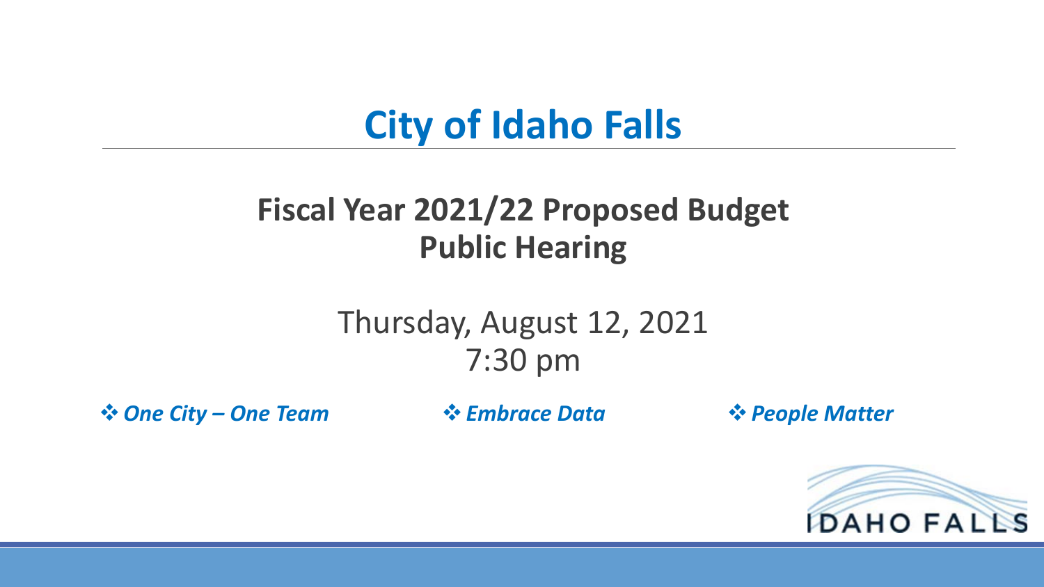# City of Idaho Falls

## Fiscal Year 2021/22 Proposed Budget
## Public Hearing

Thursday, August 12, 2021
7:30 pm

❖ ***One City – One Team*** ❖ ***Embrace Data*** ❖ ***People Matter***

IDAHO FALLS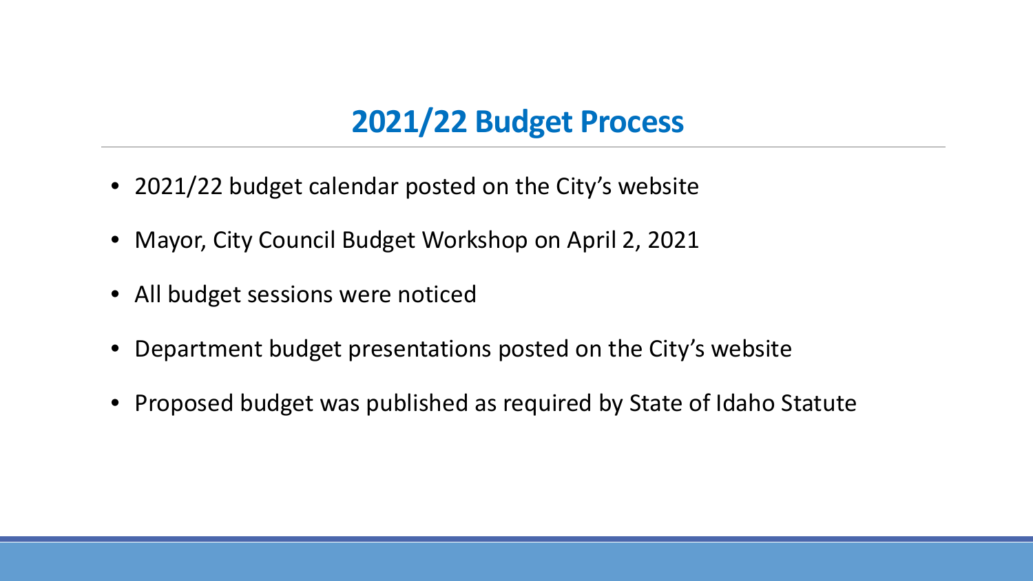## 2021/22 Budget Process

- 2021/22 budget calendar posted on the City's website
- Mayor, City Council Budget Workshop on April 2, 2021
- All budget sessions were noticed
- Department budget presentations posted on the City's website
- Proposed budget was published as required by State of Idaho Statute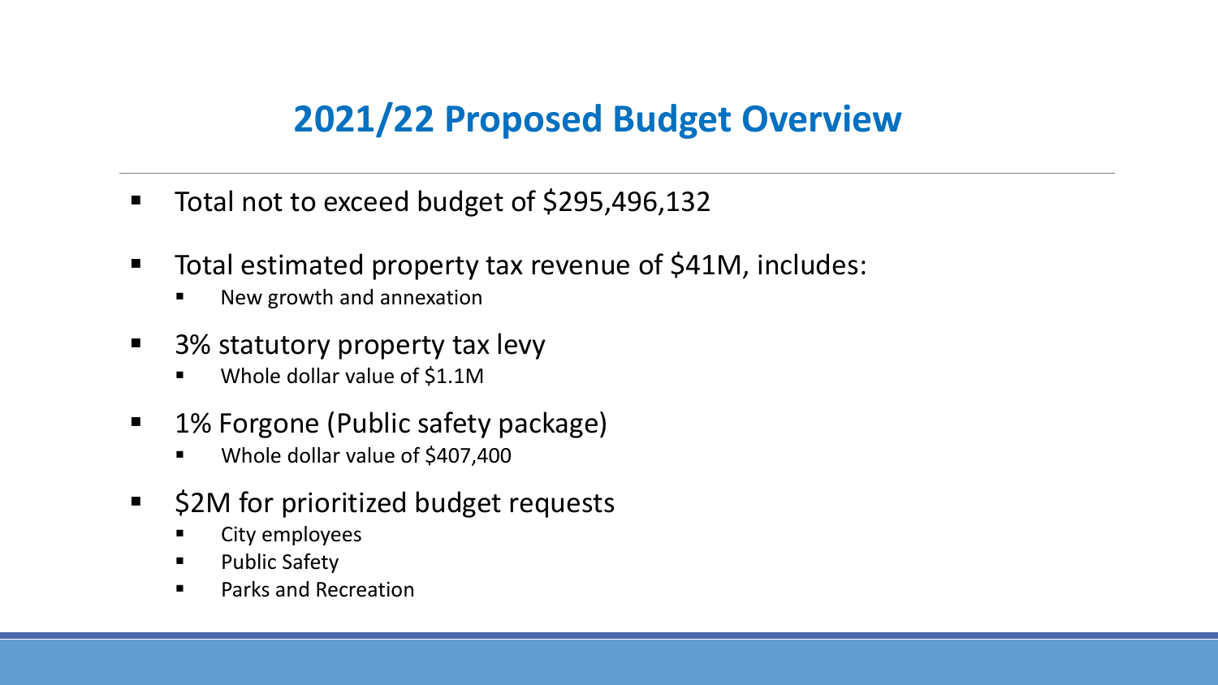# 2021/22 Proposed Budget Overview

- Total not to exceed budget of $295,496,132
- Total estimated property tax revenue of $41M, includes:
  - New growth and annexation
- 3% statutory property tax levy
  - Whole dollar value of $1.1M
- 1% Forgone (Public safety package)
  - Whole dollar value of $407,400
- $2M for prioritized budget requests
  - City employees
  - Public Safety
  - Parks and Recreation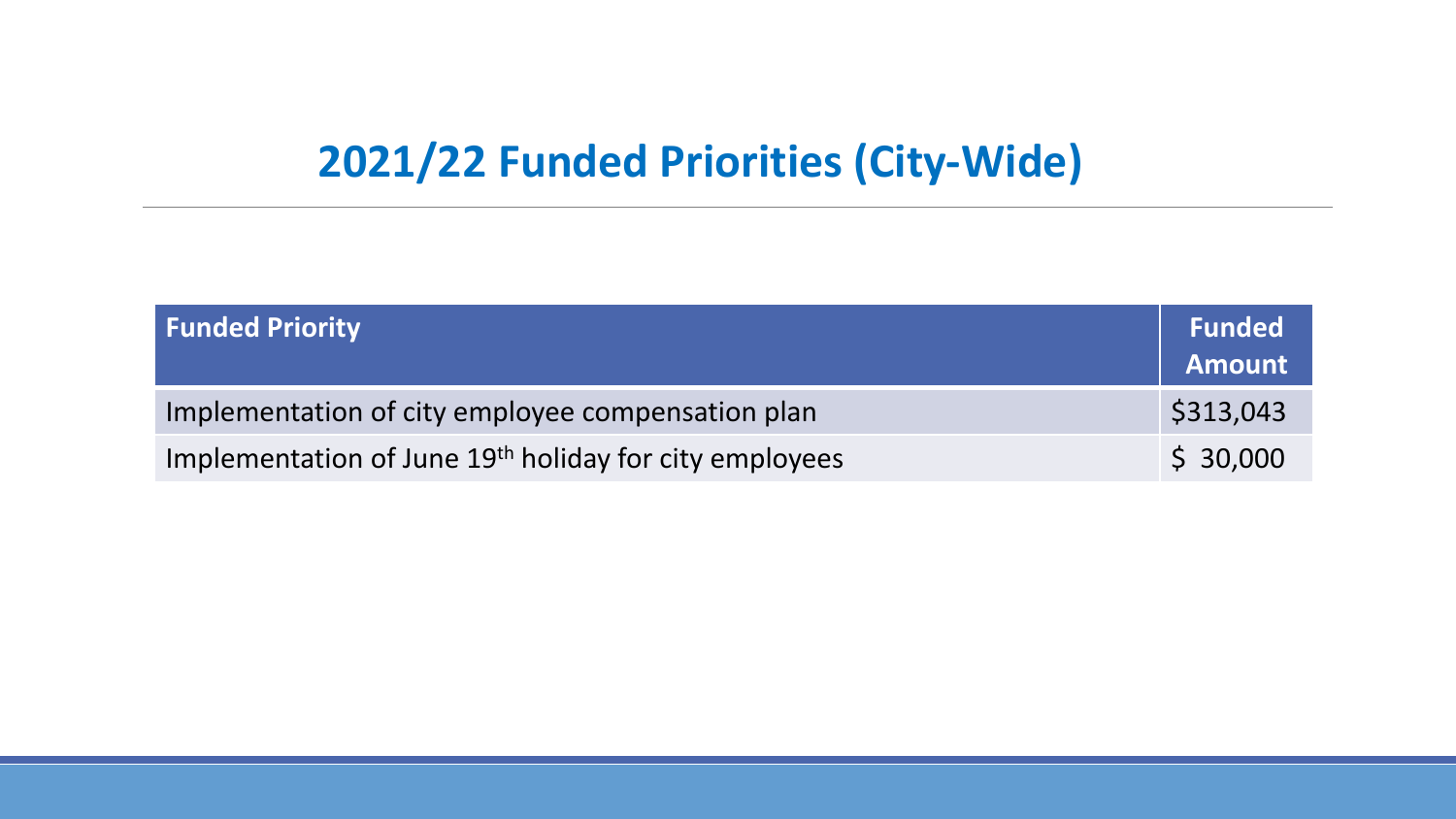## 2021/22 Funded Priorities (City-Wide)

| Funded Priority | Funded Amount |
| --- | --- |
| Implementation of city employee compensation plan | $313,043 |
| Implementation of June 19th holiday for city employees | $ 30,000 |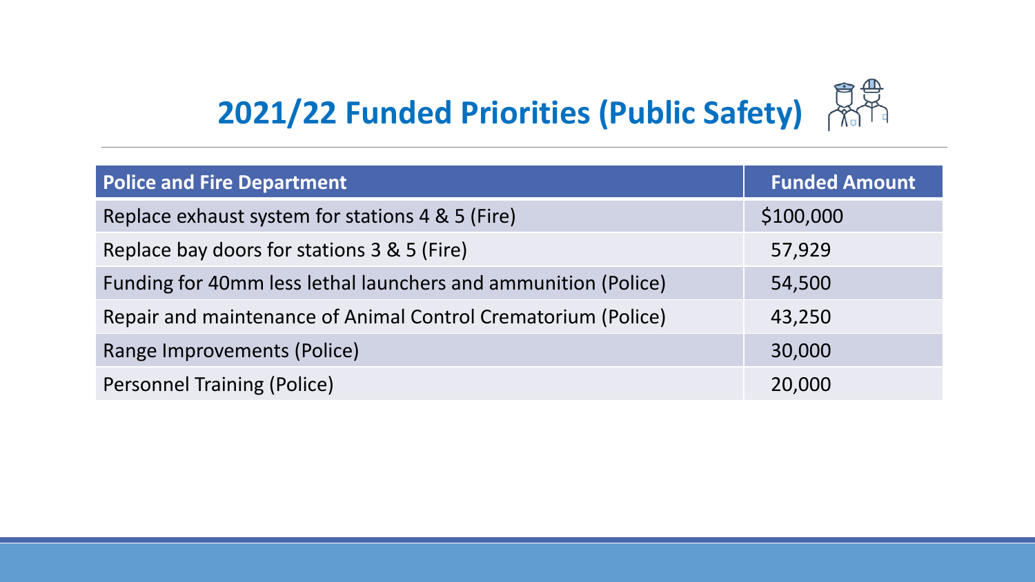# 2021/22 Funded Priorities (Public Safety)

| Police and Fire Department | Funded Amount |
| --- | --- |
| Replace exhaust system for stations 4 & 5 (Fire) | $100,000 |
| Replace bay doors for stations 3 & 5 (Fire) | 57,929 |
| Funding for 40mm less lethal launchers and ammunition (Police) | 54,500 |
| Repair and maintenance of Animal Control Crematorium (Police) | 43,250 |
| Range Improvements (Police) | 30,000 |
| Personnel Training (Police) | 20,000 |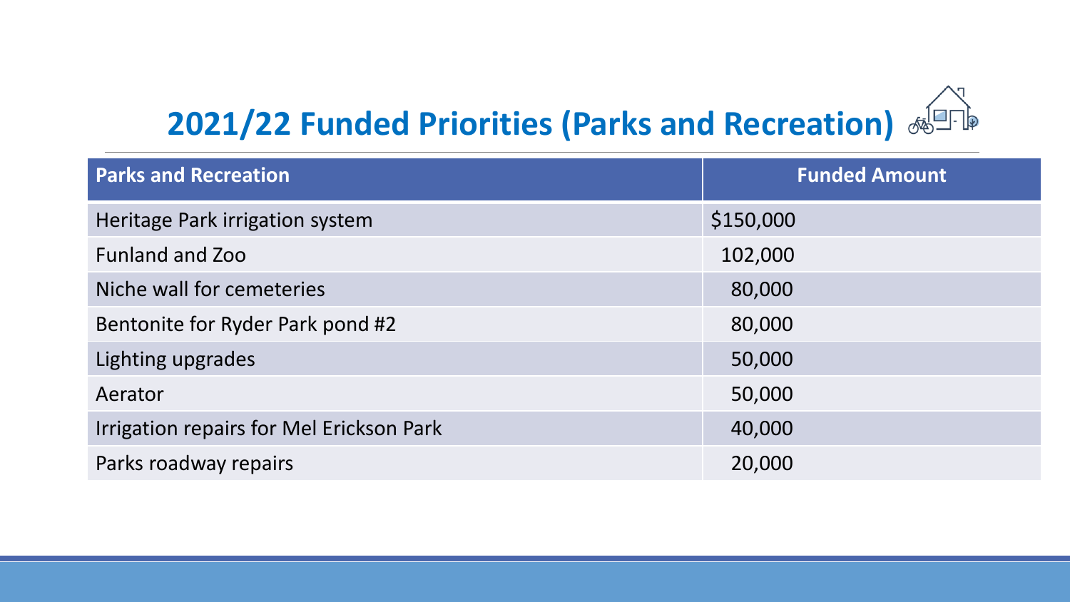## 2021/22 Funded Priorities (Parks and Recreation)

| Parks and Recreation | Funded Amount |
|---|---|
| Heritage Park irrigation system | $150,000 |
| Funland and Zoo | 102,000 |
| Niche wall for cemeteries | 80,000 |
| Bentonite for Ryder Park pond #2 | 80,000 |
| Lighting upgrades | 50,000 |
| Aerator | 50,000 |
| Irrigation repairs for Mel Erickson Park | 40,000 |
| Parks roadway repairs | 20,000 |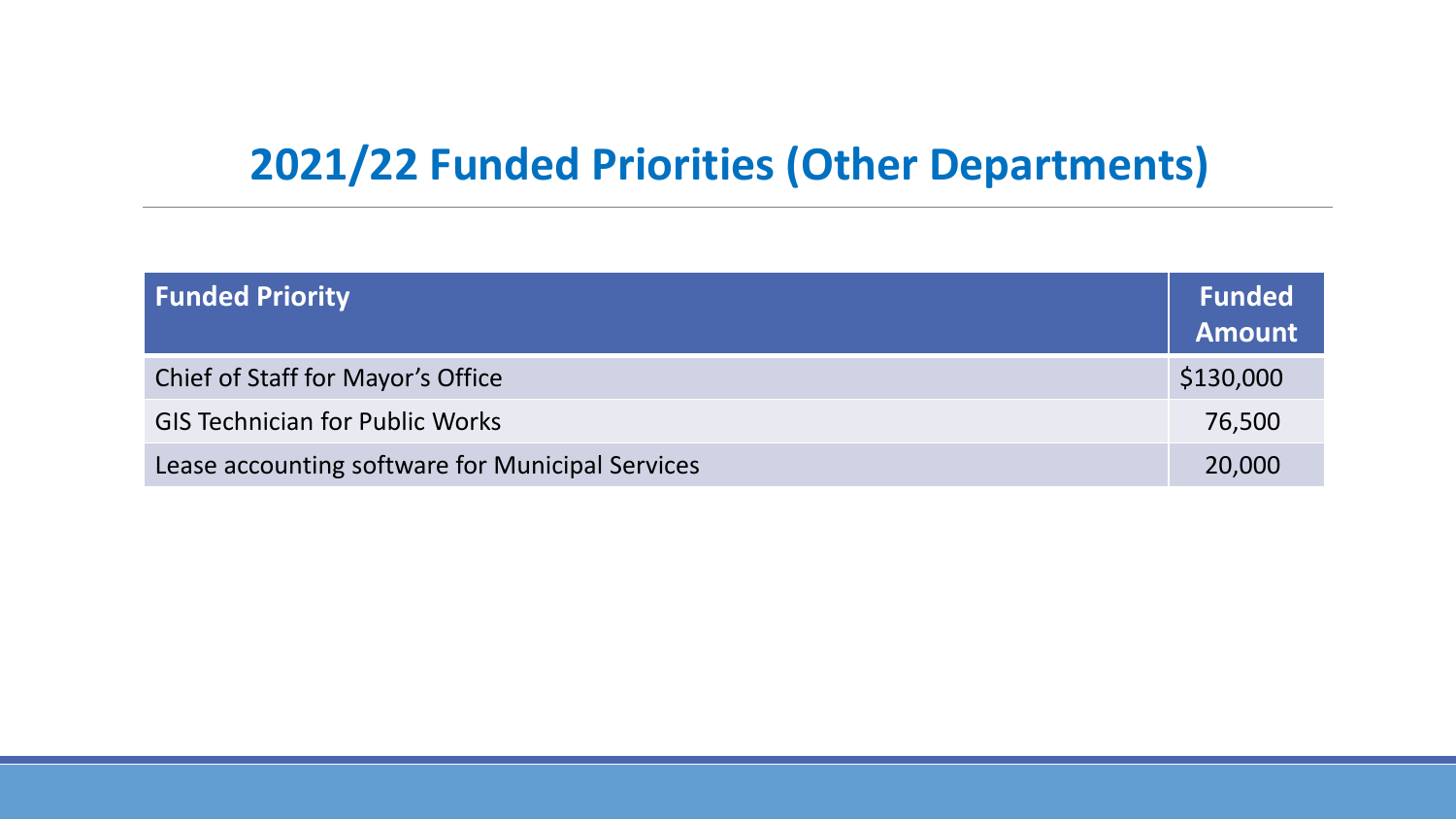# 2021/22 Funded Priorities (Other Departments)

| Funded Priority | Funded Amount |
|---|---|
| Chief of Staff for Mayor’s Office | $130,000 |
| GIS Technician for Public Works | 76,500 |
| Lease accounting software for Municipal Services | 20,000 |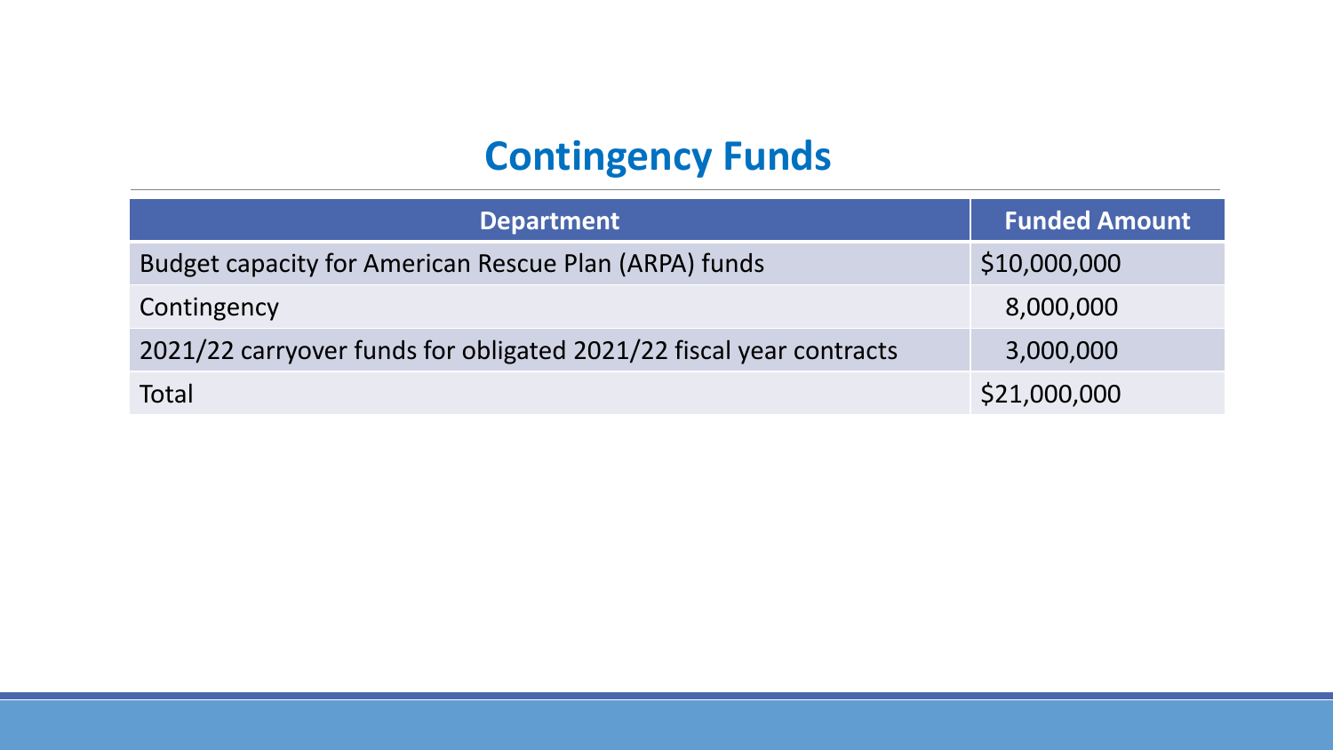# Contingency Funds

| Department | Funded Amount |
|---|---|
| Budget capacity for American Rescue Plan (ARPA) funds | $10,000,000 |
| Contingency | 8,000,000 |
| 2021/22 carryover funds for obligated 2021/22 fiscal year contracts | 3,000,000 |
| Total | $21,000,000 |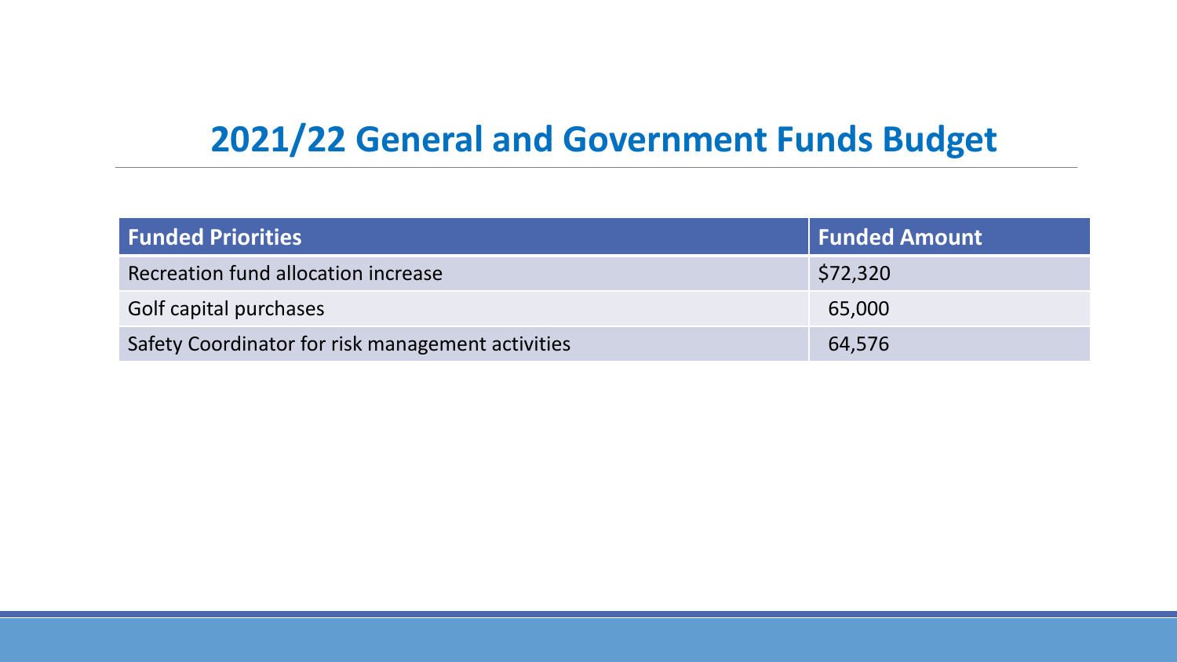# 2021/22 General and Government Funds Budget

| Funded Priorities | Funded Amount |
| --- | --- |
| Recreation fund allocation increase | $72,320 |
| Golf capital purchases | 65,000 |
| Safety Coordinator for risk management activities | 64,576 |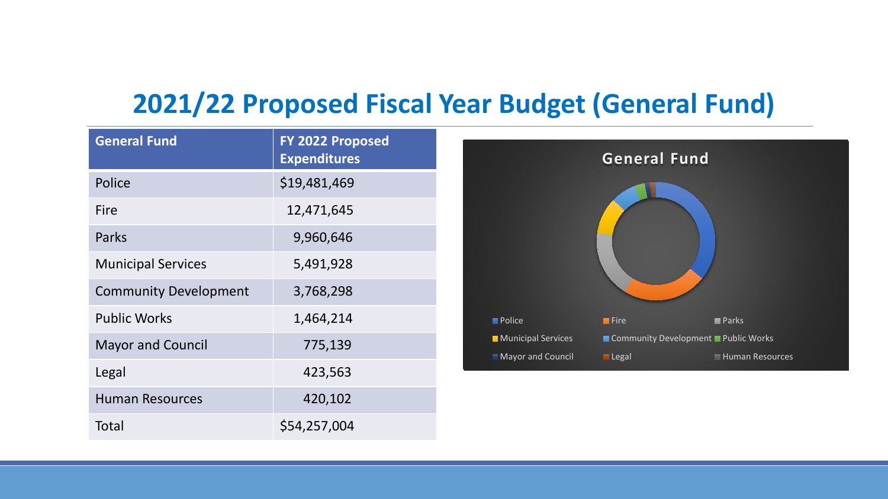# 2021/22 Proposed Fiscal Year Budget (General Fund)

| General Fund | FY 2022 Proposed Expenditures |
|---|---|
| Police | $19,481,469 |
| Fire | 12,471,645 |
| Parks | 9,960,646 |
| Municipal Services | 5,491,928 |
| Community Development | 3,768,298 |
| Public Works | 1,464,214 |
| Mayor and Council | 775,139 |
| Legal | 423,563 |
| Human Resources | 420,102 |
| Total | $54,257,004 |

General Fund

Police | Fire | Parks | Municipal Services | Community Development | Public Works | Mayor and Council | Legal | Human Resources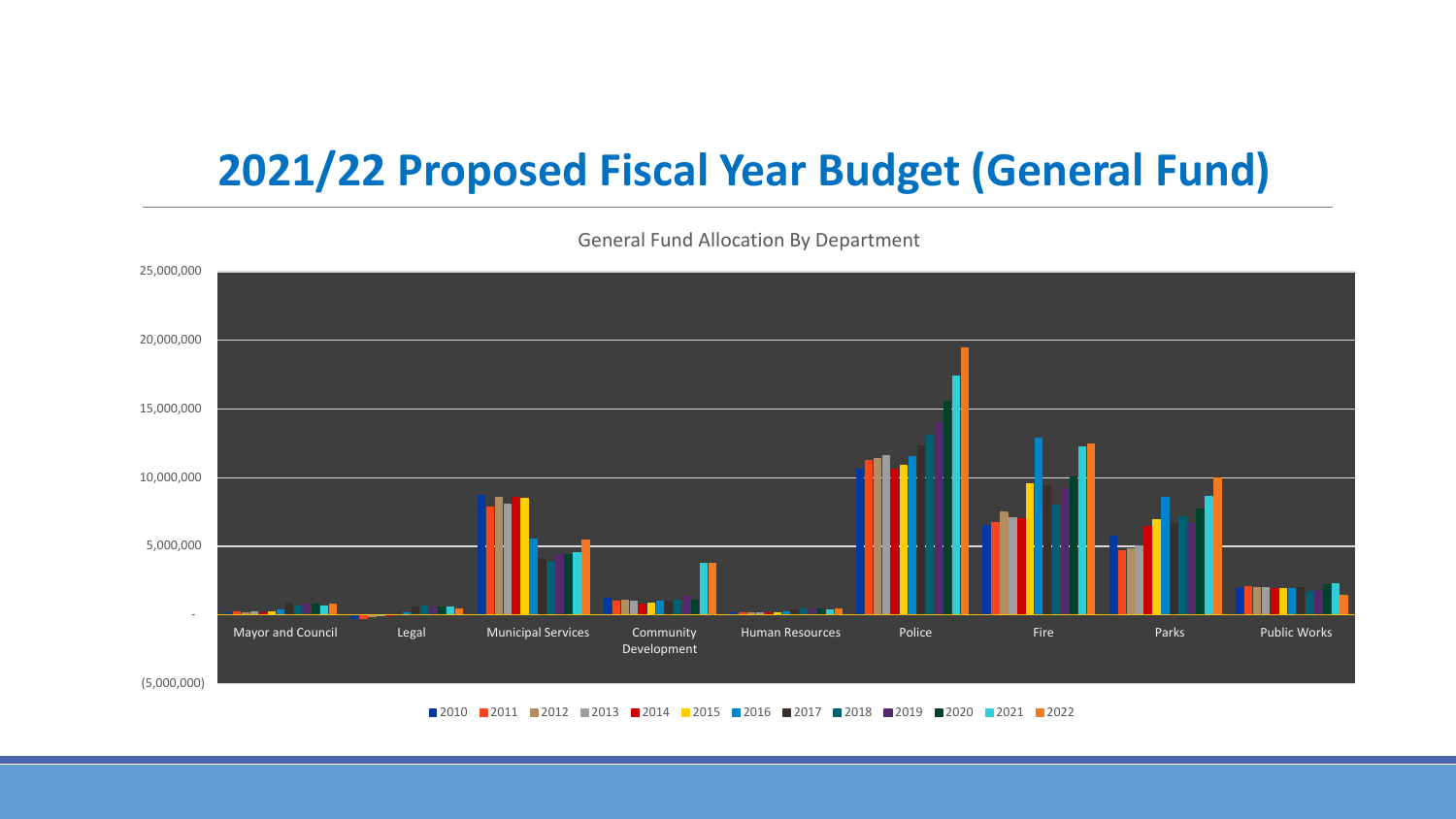# 2021/22 Proposed Fiscal Year Budget (General Fund)

General Fund Allocation By Department

25,000,000
20,000,000
15,000,000
10,000,000
5,000,000
-
(5,000,000)

Mayor and Council | Legal | Municipal Services | Community Development | Human Resources | Police | Fire | Parks | Public Works

2010 | 2011 | 2012 | 2013 | 2014 | 2015 | 2016 | 2017 | 2018 | 2019 | 2020 | 2021 | 2022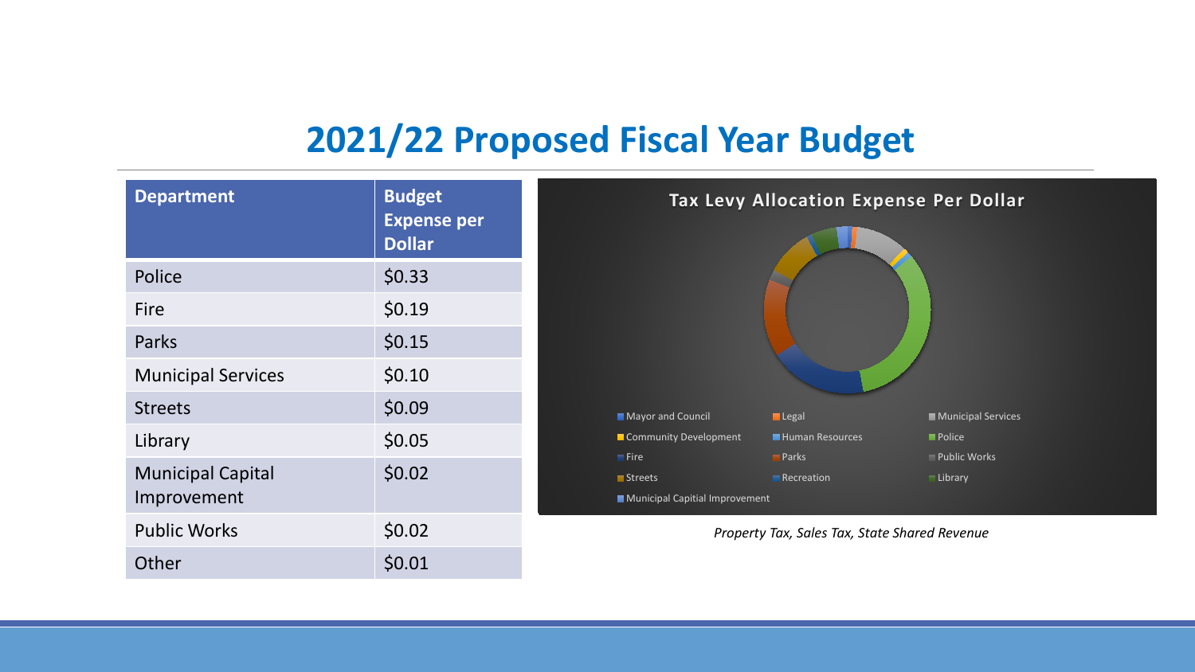# 2021/22 Proposed Fiscal Year Budget

| Department | Budget Expense per Dollar |
|---|---|
| Police | $0.33 |
| Fire | $0.19 |
| Parks | $0.15 |
| Municipal Services | $0.10 |
| Streets | $0.09 |
| Library | $0.05 |
| Municipal Capital Improvement | $0.02 |
| Public Works | $0.02 |
| Other | $0.01 |

**Tax Levy Allocation Expense Per Dollar**

Mayor and Council, Legal, Municipal Services, Community Development, Human Resources, Police, Fire, Parks, Public Works, Streets, Recreation, Library, Municipal Capitial Improvement

*Property Tax, Sales Tax, State Shared Revenue*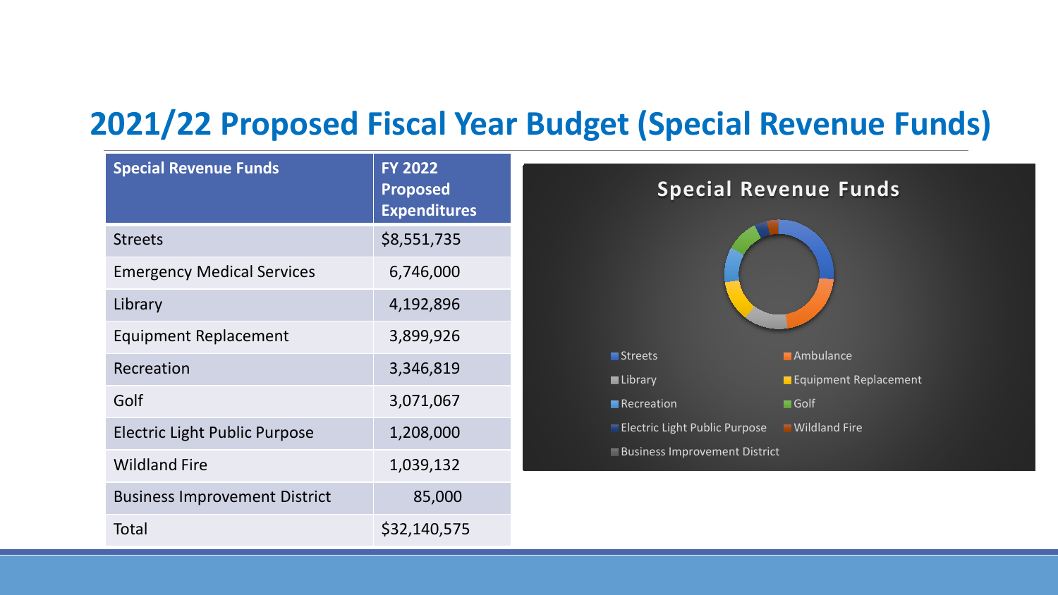## 2021/22 Proposed Fiscal Year Budget (Special Revenue Funds)

| Special Revenue Funds | FY 2022 Proposed Expenditures |
|---|---|
| Streets | $8,551,735 |
| Emergency Medical Services | 6,746,000 |
| Library | 4,192,896 |
| Equipment Replacement | 3,899,926 |
| Recreation | 3,346,819 |
| Golf | 3,071,067 |
| Electric Light Public Purpose | 1,208,000 |
| Wildland Fire | 1,039,132 |
| Business Improvement District | 85,000 |
| Total | $32,140,575 |

**Special Revenue Funds**

- Streets
- Ambulance
- Library
- Equipment Replacement
- Recreation
- Golf
- Electric Light Public Purpose
- Wildland Fire
- Business Improvement District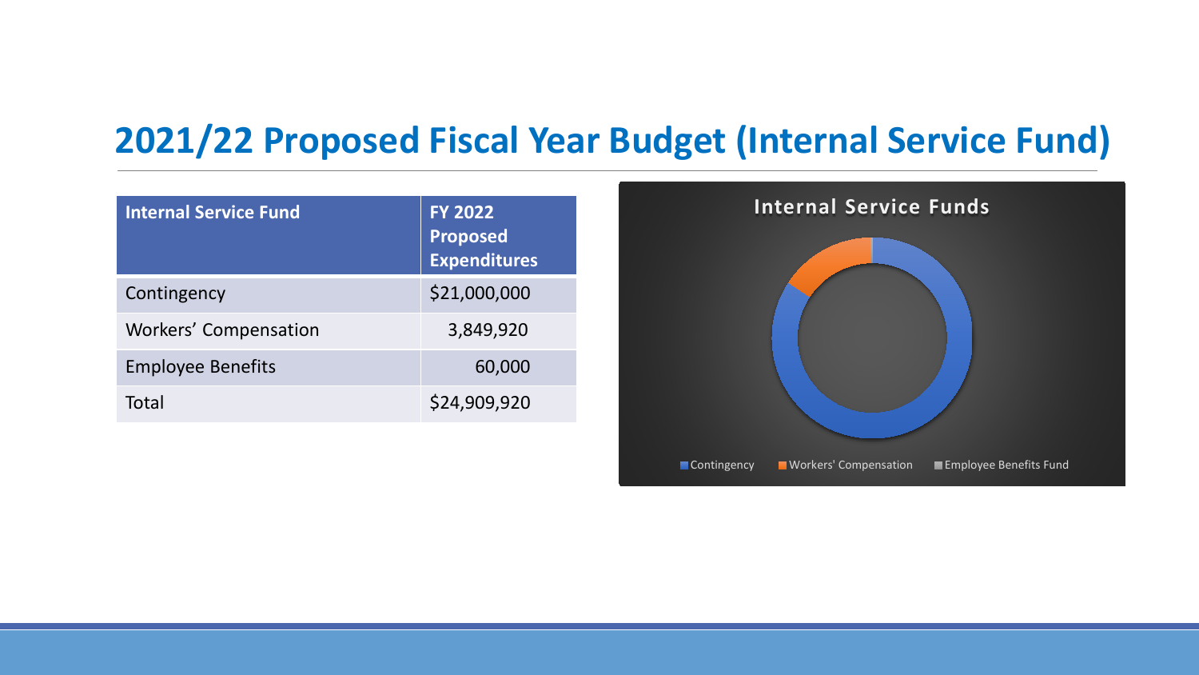# 2021/22 Proposed Fiscal Year Budget (Internal Service Fund)

| Internal Service Fund | FY 2022 Proposed Expenditures |
| --- | --- |
| Contingency | $21,000,000 |
| Workers' Compensation | 3,849,920 |
| Employee Benefits | 60,000 |
| Total | $24,909,920 |

**Internal Service Funds**

Contingency | Workers' Compensation | Employee Benefits Fund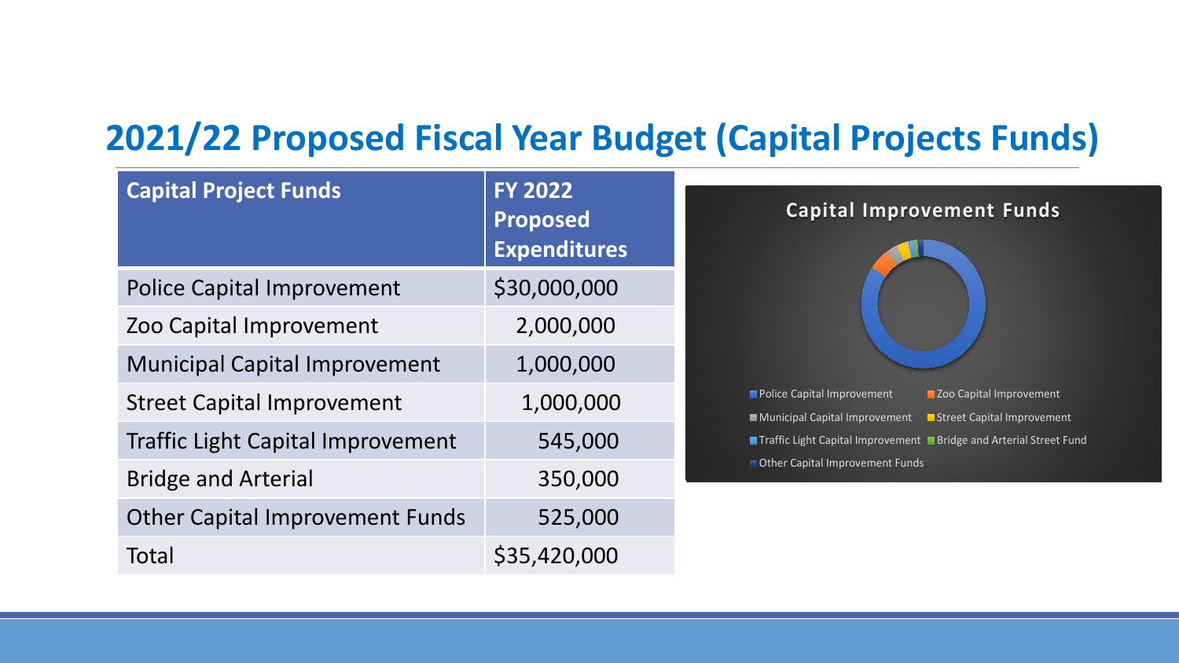## 2021/22 Proposed Fiscal Year Budget (Capital Projects Funds)

| Capital Project Funds | FY 2022 Proposed Expenditures |
|---|---|
| Police Capital Improvement | $30,000,000 |
| Zoo Capital Improvement | 2,000,000 |
| Municipal Capital Improvement | 1,000,000 |
| Street Capital Improvement | 1,000,000 |
| Traffic Light Capital Improvement | 545,000 |
| Bridge and Arterial | 350,000 |
| Other Capital Improvement Funds | 525,000 |
| Total | $35,420,000 |

**Capital Improvement Funds**

- Police Capital Improvement
- Zoo Capital Improvement
- Municipal Capital Improvement
- Street Capital Improvement
- Traffic Light Capital Improvement
- Bridge and Arterial Street Fund
- Other Capital Improvement Funds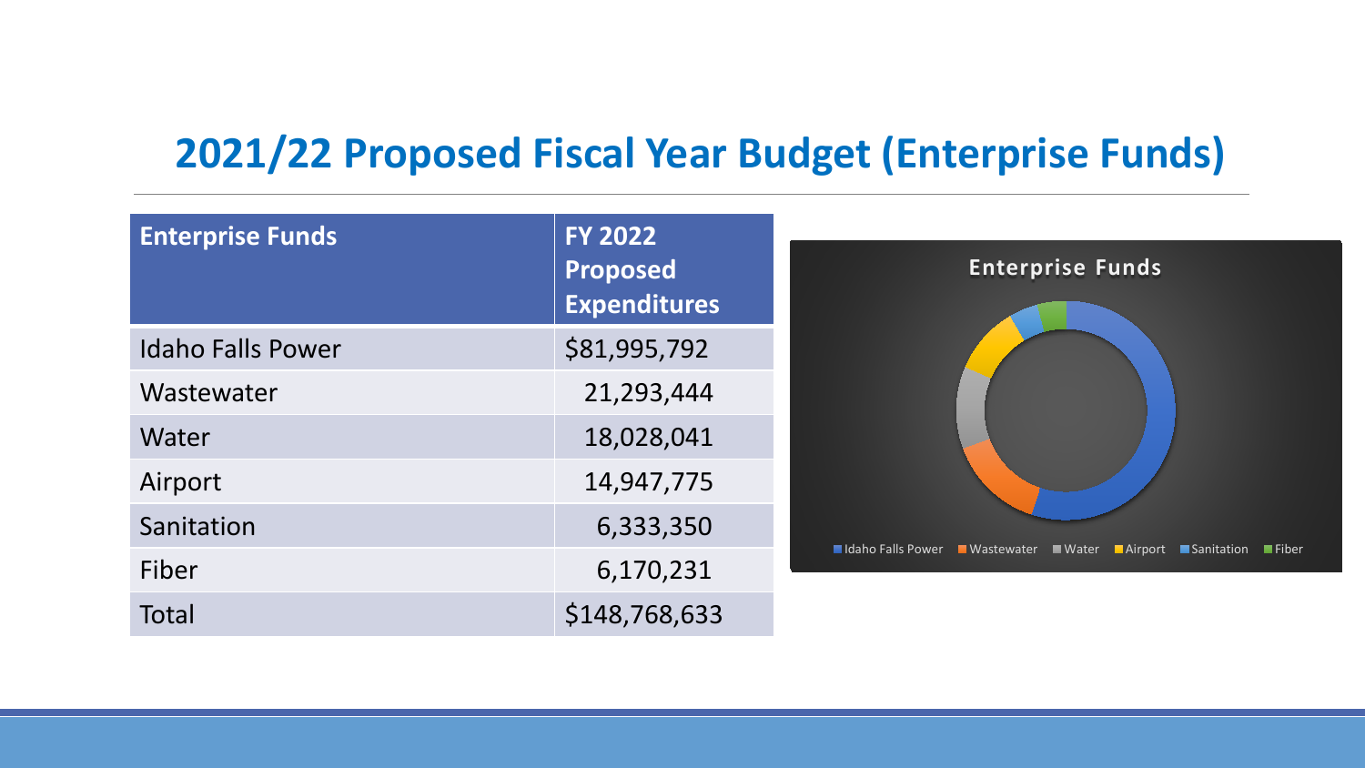## 2021/22 Proposed Fiscal Year Budget (Enterprise Funds)

| Enterprise Funds | FY 2022 Proposed Expenditures |
|---|---|
| Idaho Falls Power | $81,995,792 |
| Wastewater | 21,293,444 |
| Water | 18,028,041 |
| Airport | 14,947,775 |
| Sanitation | 6,333,350 |
| Fiber | 6,170,231 |
| Total | $148,768,633 |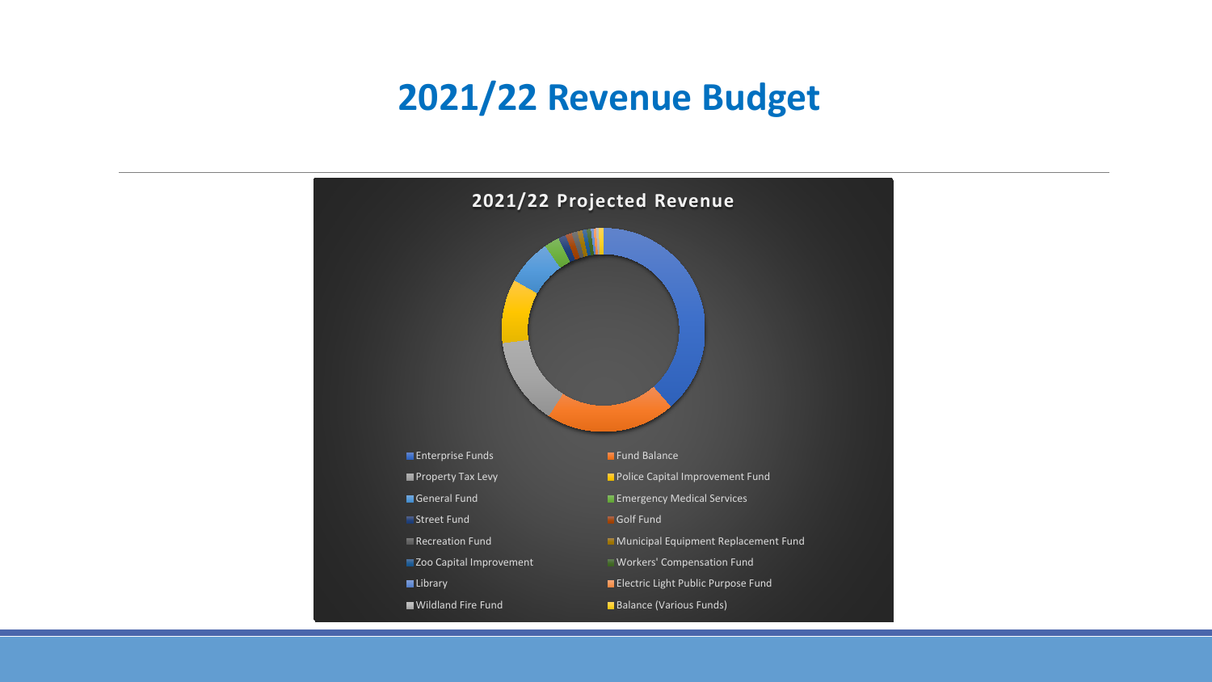# 2021/22 Revenue Budget

**2021/22 Projected Revenue**

- Enterprise Funds
- Fund Balance
- Property Tax Levy
- Police Capital Improvement Fund
- General Fund
- Emergency Medical Services
- Street Fund
- Golf Fund
- Recreation Fund
- Municipal Equipment Replacement Fund
- Zoo Capital Improvement
- Workers' Compensation Fund
- Library
- Electric Light Public Purpose Fund
- Wildland Fire Fund
- Balance (Various Funds)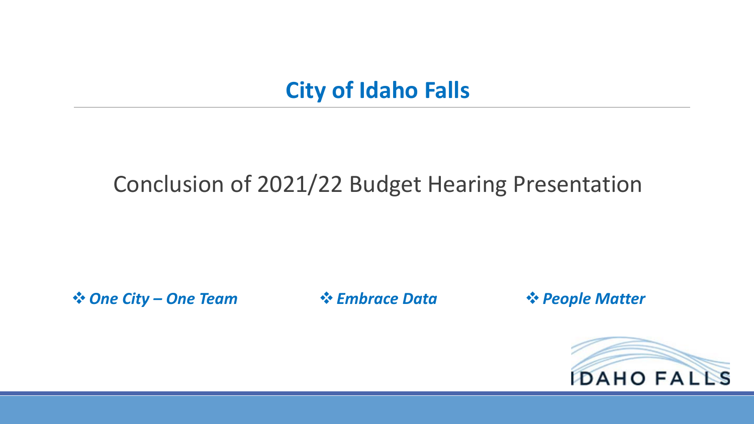# City of Idaho Falls

## Conclusion of 2021/22 Budget Hearing Presentation

❖ ***One City – One Team***

❖ ***Embrace Data***

❖ ***People Matter***

IDAHO FALLS